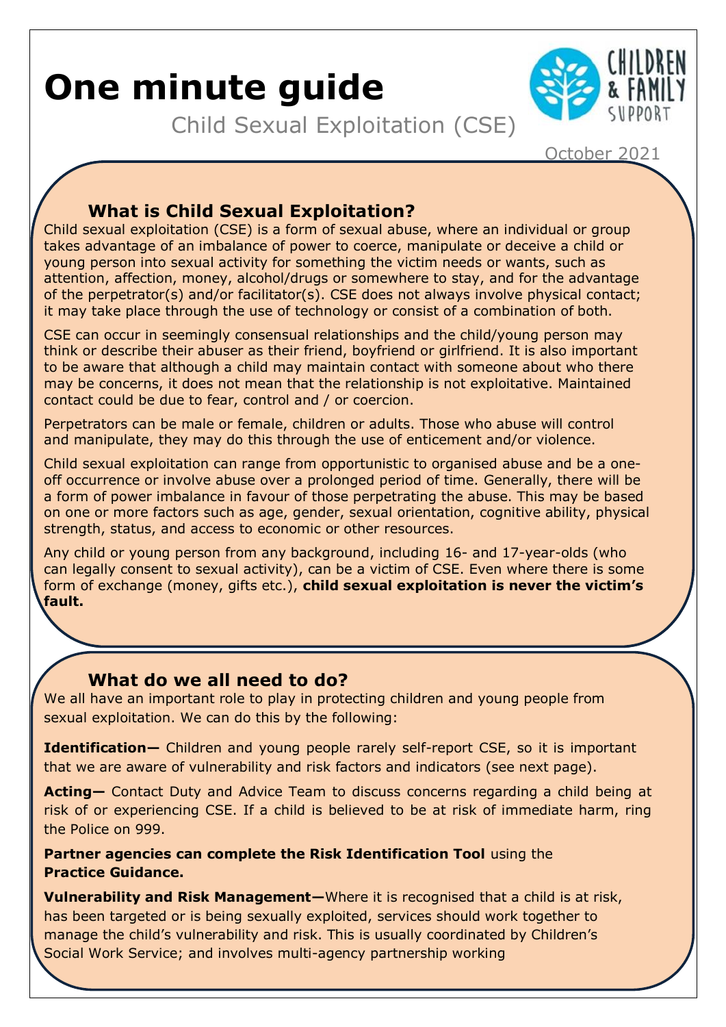# One minute guide

Child Sexual Exploitation (CSE)

October 2021

## What is Child Sexual Exploitation?

Child sexual exploitation (CSE) is a form of sexual abuse, where an individual or group takes advantage of an imbalance of power to coerce, manipulate or deceive a child or young person into sexual activity for something the victim needs or wants, such as attention, affection, money, alcohol/drugs or somewhere to stay, and for the advantage of the perpetrator(s) and/or facilitator(s). CSE does not always involve physical contact; it may take place through the use of technology or consist of a combination of both.

CSE can occur in seemingly consensual relationships and the child/young person may think or describe their abuser as their friend, boyfriend or girlfriend. It is also important to be aware that although a child may maintain contact with someone about who there may be concerns, it does not mean that the relationship is not exploitative. Maintained contact could be due to fear, control and / or coercion.

Perpetrators can be male or female, children or adults. Those who abuse will control and manipulate, they may do this through the use of enticement and/or violence.

Child sexual exploitation can range from opportunistic to organised abuse and be a one-off occurrence or involve abuse over a prolonged period of time. Generally, there will be a form of power imbalance in favour of those perpetrating the abuse. This may be based on one or more factors such as age, gender, sexual orientation, cognitive ability, physical strength, status, and access to economic or other resources.

Any child or young person from any background, including 16- and 17-year-olds (who can legally consent to sexual activity), can be a victim of CSE. Even where there is some form of exchange (money, gifts etc.), **child sexual exploitation is never the victim's fault.**

## What do we all need to do?

We all have an important role to play in protecting children and young people from sexual exploitation. We can do this by the following:

**Identification—** Children and young people rarely self-report CSE, so it is important that we are aware of vulnerability and risk factors and indicators (see next page).

**Acting—** Contact Duty and Advice Team to discuss concerns regarding a child being at risk of or experiencing CSE. If a child is believed to be at risk of immediate harm, ring the Police on 999.

**Partner agencies can complete the Risk Identification Tool** using the **Practice Guidance.**

**Vulnerability and Risk Management—**Where it is recognised that a child is at risk, has been targeted or is being sexually exploited, services should work together to manage the child's vulnerability and risk. This is usually coordinated by Children's Social Work Service; and involves multi-agency partnership working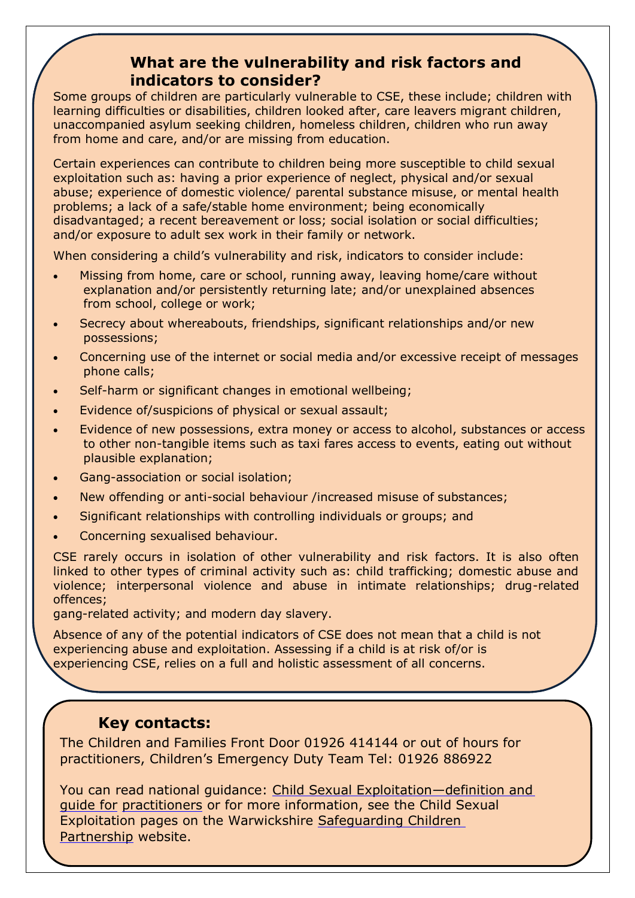## What are the vulnerability and risk factors and indicators to consider?

Some groups of children are particularly vulnerable to CSE, these include; children with learning difficulties or disabilities, children looked after, care leavers migrant children, unaccompanied asylum seeking children, homeless children, children who run away from home and care, and/or are missing from education.

Certain experiences can contribute to children being more susceptible to child sexual exploitation such as: having a prior experience of neglect, physical and/or sexual abuse; experience of domestic violence/ parental substance misuse, or mental health problems; a lack of a safe/stable home environment; being economically disadvantaged; a recent bereavement or loss; social isolation or social difficulties; and/or exposure to adult sex work in their family or network.

When considering a child's vulnerability and risk, indicators to consider include:

- Missing from home, care or school, running away, leaving home/care without explanation and/or persistently returning late; and/or unexplained absences from school, college or work;
- Secrecy about whereabouts, friendships, significant relationships and/or new possessions;
- Concerning use of the internet or social media and/or excessive receipt of messages phone calls;
- Self-harm or significant changes in emotional wellbeing;
- Evidence of/suspicions of physical or sexual assault;
- Evidence of new possessions, extra money or access to alcohol, substances or access to other non-tangible items such as taxi fares access to events, eating out without plausible explanation;
- Gang-association or social isolation;
- New offending or anti-social behaviour /increased misuse of substances;
- Significant relationships with controlling individuals or groups; and
- Concerning sexualised behaviour.

CSE rarely occurs in isolation of other vulnerability and risk factors. It is also often linked to other types of criminal activity such as: child trafficking; domestic abuse and violence; interpersonal violence and abuse in intimate relationships; drug-related offences;
gang-related activity; and modern day slavery.

Absence of any of the potential indicators of CSE does not mean that a child is not experiencing abuse and exploitation. Assessing if a child is at risk of/or is experiencing CSE, relies on a full and holistic assessment of all concerns.

## Key contacts:

The Children and Families Front Door 01926 414144 or out of hours for practitioners, Children's Emergency Duty Team Tel: 01926 886922

You can read national guidance: Child Sexual Exploitation—definition and guide for practitioners or for more information, see the Child Sexual Exploitation pages on the Warwickshire Safeguarding Children Partnership website.